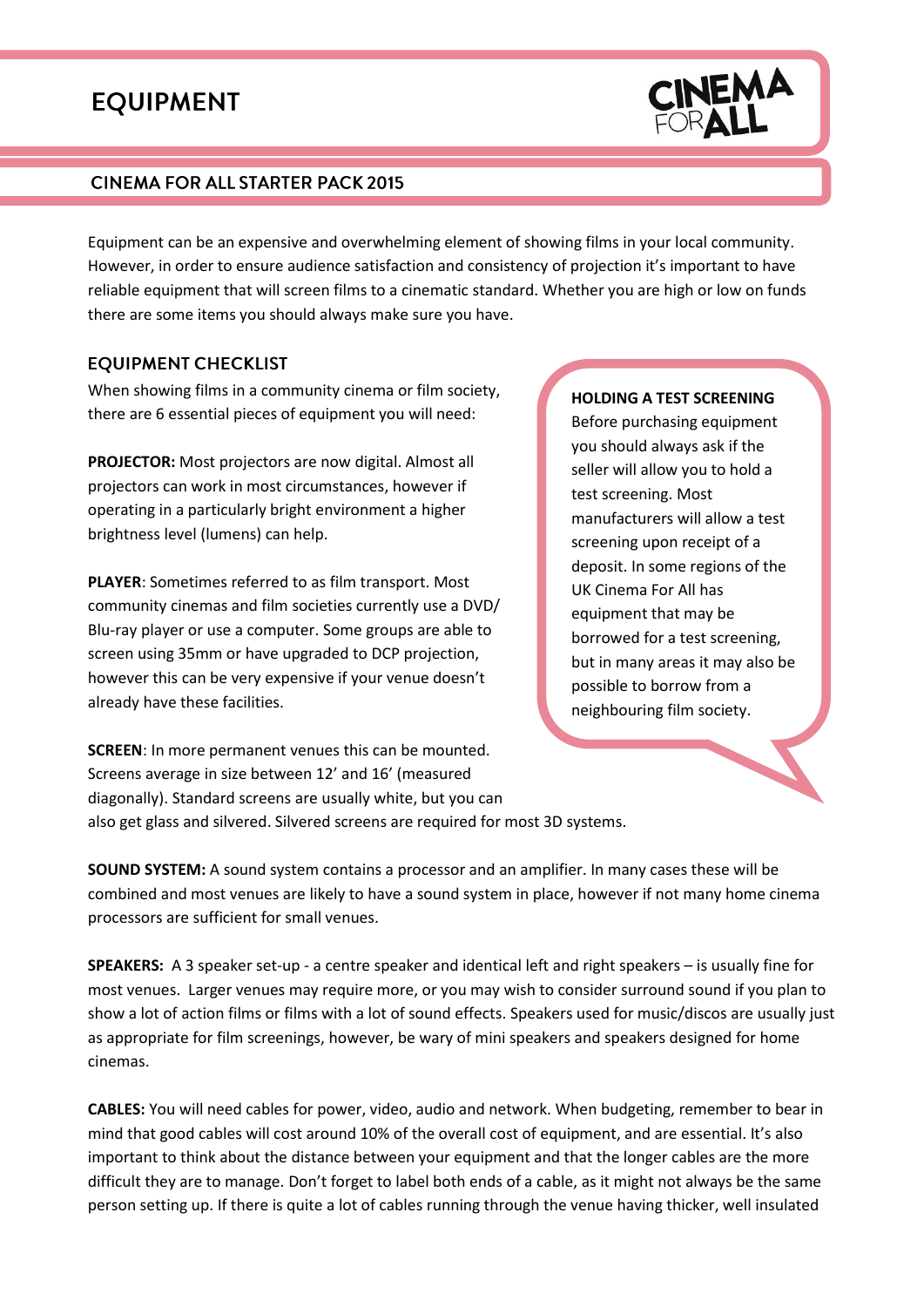# EQUIPMENT

## CINEMA FOR ALL STARTER PACK 2015

Equipment can be an expensive and overwhelming element of showing films in your local community. However, in order to ensure audience satisfaction and consistency of projection it's important to have reliable equipment that will screen films to a cinematic standard. Whether you are high or low on funds there are some items you should always make sure you have.

### EQUIPMENT CHECKLIST

When showing films in a community cinema or film society, there are 6 essential pieces of equipment you will need:

**PROJECTOR:** Most projectors are now digital. Almost all projectors can work in most circumstances, however if operating in a particularly bright environment a higher brightness level (lumens) can help.

**PLAYER**: Sometimes referred to as film transport. Most community cinemas and film societies currently use a DVD/ Blu-ray player or use a computer. Some groups are able to screen using 35mm or have upgraded to DCP projection, however this can be very expensive if your venue doesn't already have these facilities.

**HOLDING A TEST SCREENING**
Before purchasing equipment you should always ask if the seller will allow you to hold a test screening. Most manufacturers will allow a test screening upon receipt of a deposit. In some regions of the UK Cinema For All has equipment that may be borrowed for a test screening, but in many areas it may also be possible to borrow from a neighbouring film society.

**SCREEN**: In more permanent venues this can be mounted. Screens average in size between 12' and 16' (measured diagonally). Standard screens are usually white, but you can also get glass and silvered. Silvered screens are required for most 3D systems.

**SOUND SYSTEM:** A sound system contains a processor and an amplifier. In many cases these will be combined and most venues are likely to have a sound system in place, however if not many home cinema processors are sufficient for small venues.

**SPEAKERS:** A 3 speaker set-up - a centre speaker and identical left and right speakers – is usually fine for most venues. Larger venues may require more, or you may wish to consider surround sound if you plan to show a lot of action films or films with a lot of sound effects. Speakers used for music/discos are usually just as appropriate for film screenings, however, be wary of mini speakers and speakers designed for home cinemas.

**CABLES:** You will need cables for power, video, audio and network. When budgeting, remember to bear in mind that good cables will cost around 10% of the overall cost of equipment, and are essential. It's also important to think about the distance between your equipment and that the longer cables are the more difficult they are to manage. Don't forget to label both ends of a cable, as it might not always be the same person setting up. If there is quite a lot of cables running through the venue having thicker, well insulated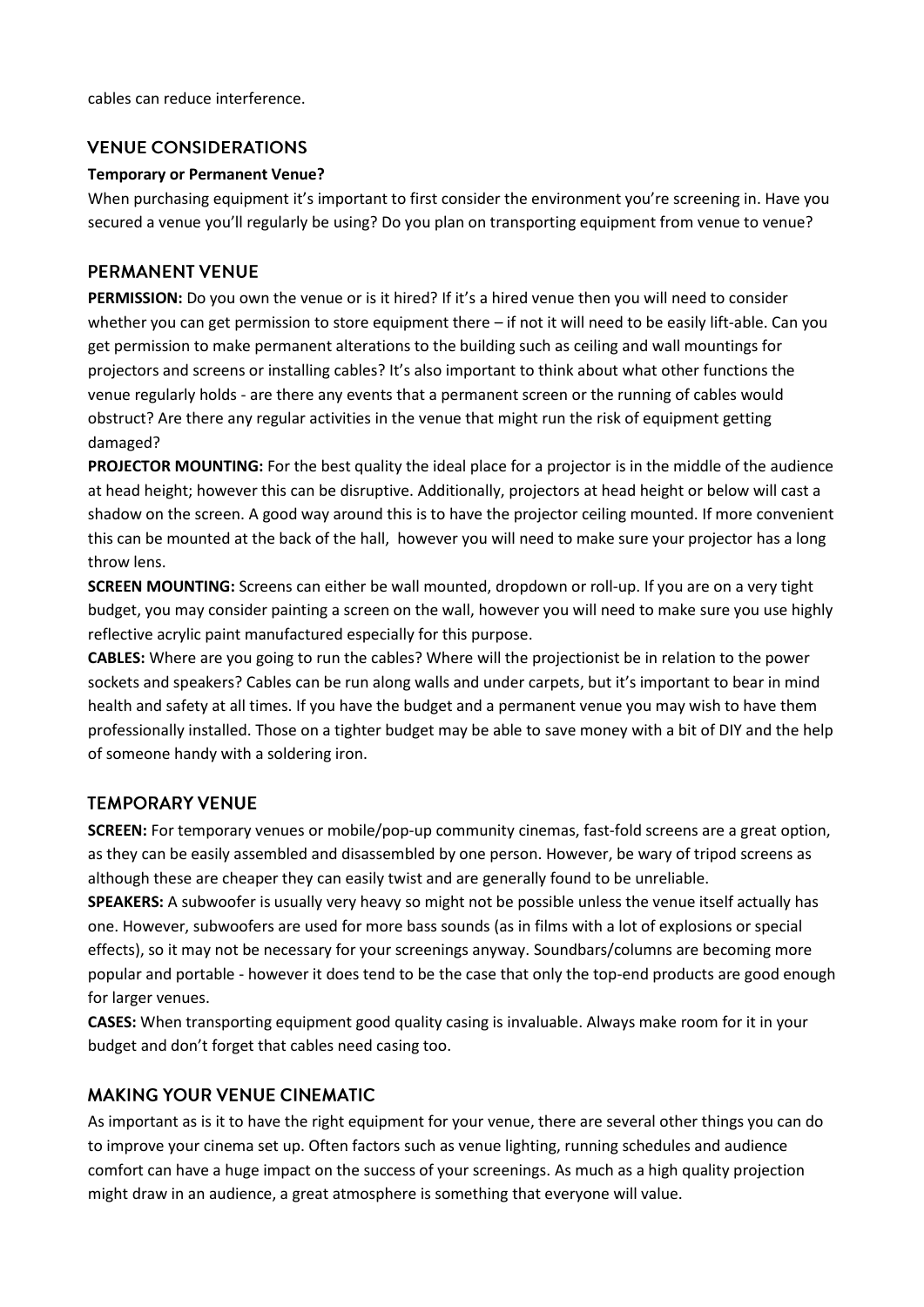cables can reduce interference.

## VENUE CONSIDERATIONS

**Temporary or Permanent Venue?**

When purchasing equipment it's important to first consider the environment you're screening in. Have you secured a venue you'll regularly be using? Do you plan on transporting equipment from venue to venue?

## PERMANENT VENUE

**PERMISSION:** Do you own the venue or is it hired? If it's a hired venue then you will need to consider whether you can get permission to store equipment there – if not it will need to be easily lift-able. Can you get permission to make permanent alterations to the building such as ceiling and wall mountings for projectors and screens or installing cables? It's also important to think about what other functions the venue regularly holds - are there any events that a permanent screen or the running of cables would obstruct? Are there any regular activities in the venue that might run the risk of equipment getting damaged?

**PROJECTOR MOUNTING:** For the best quality the ideal place for a projector is in the middle of the audience at head height; however this can be disruptive. Additionally, projectors at head height or below will cast a shadow on the screen. A good way around this is to have the projector ceiling mounted. If more convenient this can be mounted at the back of the hall, however you will need to make sure your projector has a long throw lens.

**SCREEN MOUNTING:** Screens can either be wall mounted, dropdown or roll-up. If you are on a very tight budget, you may consider painting a screen on the wall, however you will need to make sure you use highly reflective acrylic paint manufactured especially for this purpose.

**CABLES:** Where are you going to run the cables? Where will the projectionist be in relation to the power sockets and speakers? Cables can be run along walls and under carpets, but it's important to bear in mind health and safety at all times. If you have the budget and a permanent venue you may wish to have them professionally installed. Those on a tighter budget may be able to save money with a bit of DIY and the help of someone handy with a soldering iron.

## TEMPORARY VENUE

**SCREEN:** For temporary venues or mobile/pop-up community cinemas, fast-fold screens are a great option, as they can be easily assembled and disassembled by one person. However, be wary of tripod screens as although these are cheaper they can easily twist and are generally found to be unreliable.

**SPEAKERS:** A subwoofer is usually very heavy so might not be possible unless the venue itself actually has one. However, subwoofers are used for more bass sounds (as in films with a lot of explosions or special effects), so it may not be necessary for your screenings anyway. Soundbars/columns are becoming more popular and portable - however it does tend to be the case that only the top-end products are good enough for larger venues.

**CASES:** When transporting equipment good quality casing is invaluable. Always make room for it in your budget and don't forget that cables need casing too.

## MAKING YOUR VENUE CINEMATIC

As important as is it to have the right equipment for your venue, there are several other things you can do to improve your cinema set up. Often factors such as venue lighting, running schedules and audience comfort can have a huge impact on the success of your screenings. As much as a high quality projection might draw in an audience, a great atmosphere is something that everyone will value.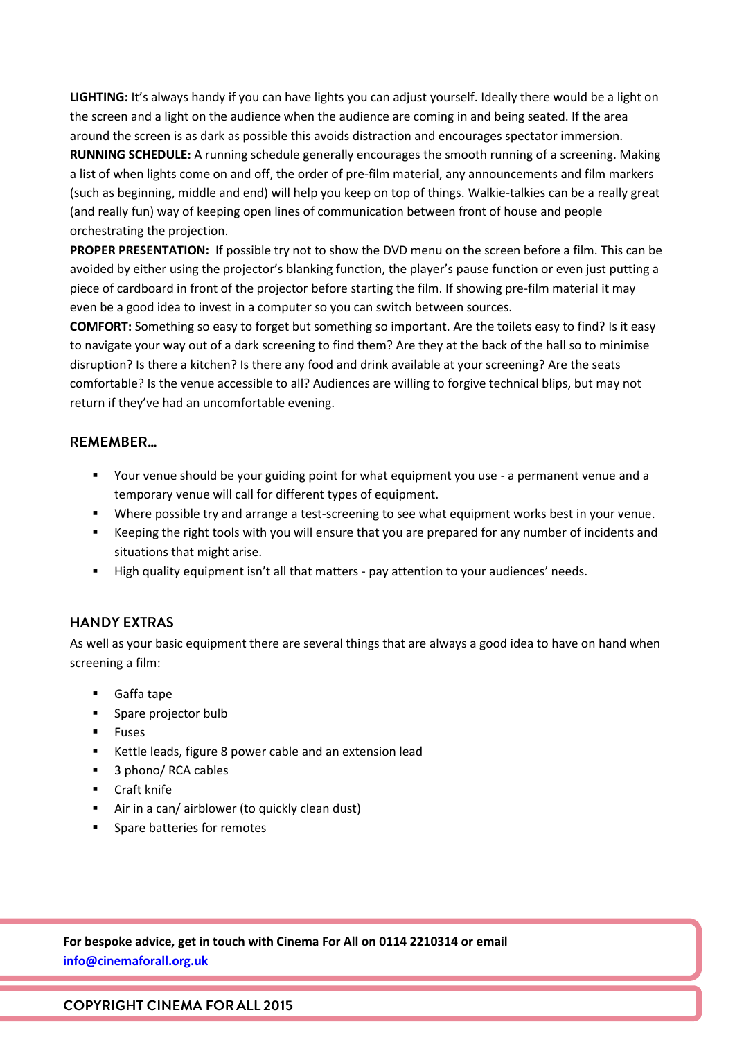**LIGHTING:** It's always handy if you can have lights you can adjust yourself. Ideally there would be a light on the screen and a light on the audience when the audience are coming in and being seated. If the area around the screen is as dark as possible this avoids distraction and encourages spectator immersion.

**RUNNING SCHEDULE:** A running schedule generally encourages the smooth running of a screening. Making a list of when lights come on and off, the order of pre-film material, any announcements and film markers (such as beginning, middle and end) will help you keep on top of things. Walkie-talkies can be a really great (and really fun) way of keeping open lines of communication between front of house and people orchestrating the projection.

**PROPER PRESENTATION:** If possible try not to show the DVD menu on the screen before a film. This can be avoided by either using the projector's blanking function, the player's pause function or even just putting a piece of cardboard in front of the projector before starting the film. If showing pre-film material it may even be a good idea to invest in a computer so you can switch between sources.

**COMFORT:** Something so easy to forget but something so important. Are the toilets easy to find? Is it easy to navigate your way out of a dark screening to find them? Are they at the back of the hall so to minimise disruption? Is there a kitchen? Is there any food and drink available at your screening? Are the seats comfortable? Is the venue accessible to all? Audiences are willing to forgive technical blips, but may not return if they've had an uncomfortable evening.

## REMEMBER…

- Your venue should be your guiding point for what equipment you use - a permanent venue and a temporary venue will call for different types of equipment.
- Where possible try and arrange a test-screening to see what equipment works best in your venue.
- Keeping the right tools with you will ensure that you are prepared for any number of incidents and situations that might arise.
- High quality equipment isn't all that matters - pay attention to your audiences' needs.

## HANDY EXTRAS

As well as your basic equipment there are several things that are always a good idea to have on hand when screening a film:

- Gaffa tape
- Spare projector bulb
- Fuses
- Kettle leads, figure 8 power cable and an extension lead
- 3 phono/ RCA cables
- Craft knife
- Air in a can/ airblower (to quickly clean dust)
- Spare batteries for remotes

**For bespoke advice, get in touch with Cinema For All on 0114 2210314 or email [info@cinemaforall.org.uk](mailto:info@cinemaforall.org.uk)**

COPYRIGHT CINEMA FOR ALL 2015